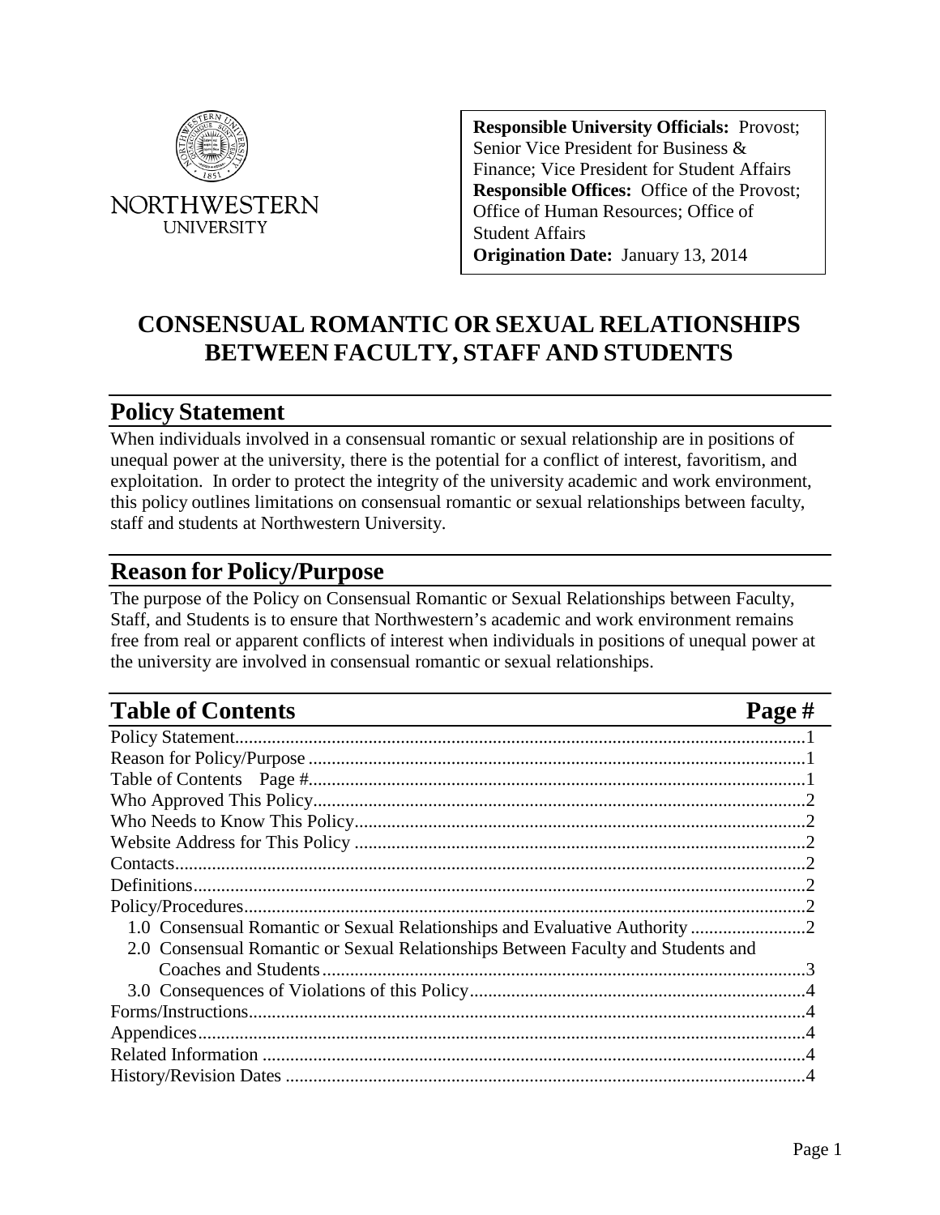NORTHWESTERN UNIVERSITY

**Responsible University Officials:** Provost; Senior Vice President for Business & Finance; Vice President for Student Affairs
**Responsible Offices:** Office of the Provost; Office of Human Resources; Office of Student Affairs
**Origination Date:** January 13, 2014

# CONSENSUAL ROMANTIC OR SEXUAL RELATIONSHIPS BETWEEN FACULTY, STAFF AND STUDENTS

## Policy Statement

When individuals involved in a consensual romantic or sexual relationship are in positions of unequal power at the university, there is the potential for a conflict of interest, favoritism, and exploitation. In order to protect the integrity of the university academic and work environment, this policy outlines limitations on consensual romantic or sexual relationships between faculty, staff and students at Northwestern University.

## Reason for Policy/Purpose

The purpose of the Policy on Consensual Romantic or Sexual Relationships between Faculty, Staff, and Students is to ensure that Northwestern's academic and work environment remains free from real or apparent conflicts of interest when individuals in positions of unequal power at the university are involved in consensual romantic or sexual relationships.

## Table of Contents

| Section | Page # |
|---|---|
| Policy Statement | 1 |
| Reason for Policy/Purpose | 1 |
| Table of Contents Page # | 1 |
| Who Approved This Policy | 2 |
| Who Needs to Know This Policy | 2 |
| Website Address for This Policy | 2 |
| Contacts | 2 |
| Definitions | 2 |
| Policy/Procedures | 2 |
| 1.0 Consensual Romantic or Sexual Relationships and Evaluative Authority | 2 |
| 2.0 Consensual Romantic or Sexual Relationships Between Faculty and Students and Coaches and Students | 3 |
| 3.0 Consequences of Violations of this Policy | 4 |
| Forms/Instructions | 4 |
| Appendices | 4 |
| Related Information | 4 |
| History/Revision Dates | 4 |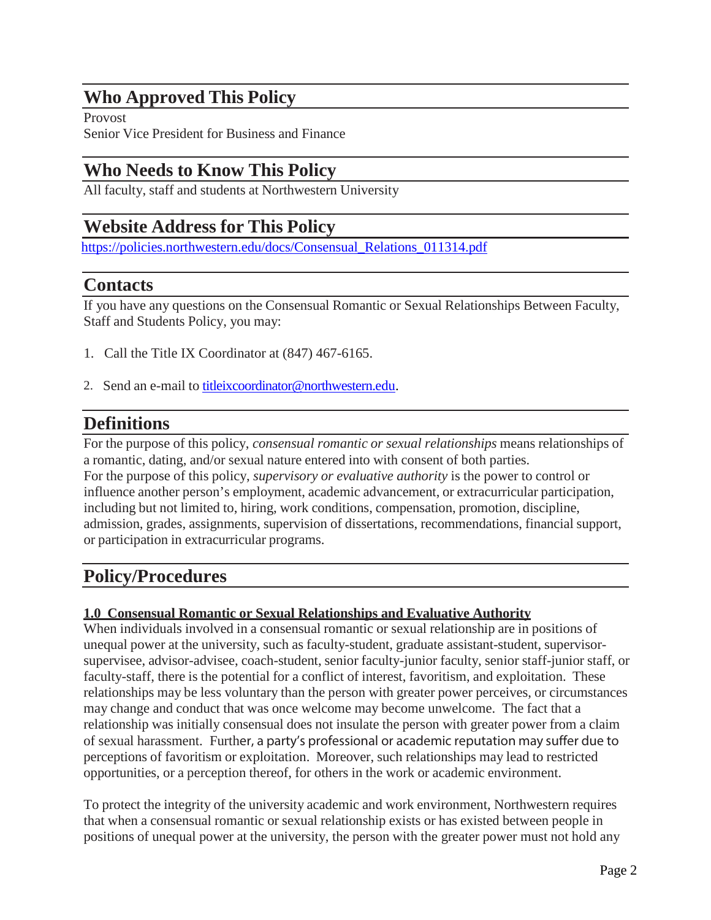## Who Approved This Policy

Provost
Senior Vice President for Business and Finance

## Who Needs to Know This Policy

All faculty, staff and students at Northwestern University

## Website Address for This Policy

https://policies.northwestern.edu/docs/Consensual_Relations_011314.pdf

## Contacts

If you have any questions on the Consensual Romantic or Sexual Relationships Between Faculty, Staff and Students Policy, you may:

1. Call the Title IX Coordinator at (847) 467-6165.
2. Send an e-mail to titleixcoordinator@northwestern.edu.

## Definitions

For the purpose of this policy, *consensual romantic or sexual relationships* means relationships of a romantic, dating, and/or sexual nature entered into with consent of both parties.
For the purpose of this policy, *supervisory or evaluative authority* is the power to control or influence another person's employment, academic advancement, or extracurricular participation, including but not limited to, hiring, work conditions, compensation, promotion, discipline, admission, grades, assignments, supervision of dissertations, recommendations, financial support, or participation in extracurricular programs.

## Policy/Procedures

**1.0 Consensual Romantic or Sexual Relationships and Evaluative Authority**

When individuals involved in a consensual romantic or sexual relationship are in positions of unequal power at the university, such as faculty-student, graduate assistant-student, supervisor-supervisee, advisor-advisee, coach-student, senior faculty-junior faculty, senior staff-junior staff, or faculty-staff, there is the potential for a conflict of interest, favoritism, and exploitation. These relationships may be less voluntary than the person with greater power perceives, or circumstances may change and conduct that was once welcome may become unwelcome. The fact that a relationship was initially consensual does not insulate the person with greater power from a claim of sexual harassment. Further, a party's professional or academic reputation may suffer due to perceptions of favoritism or exploitation. Moreover, such relationships may lead to restricted opportunities, or a perception thereof, for others in the work or academic environment.

To protect the integrity of the university academic and work environment, Northwestern requires that when a consensual romantic or sexual relationship exists or has existed between people in positions of unequal power at the university, the person with the greater power must not hold any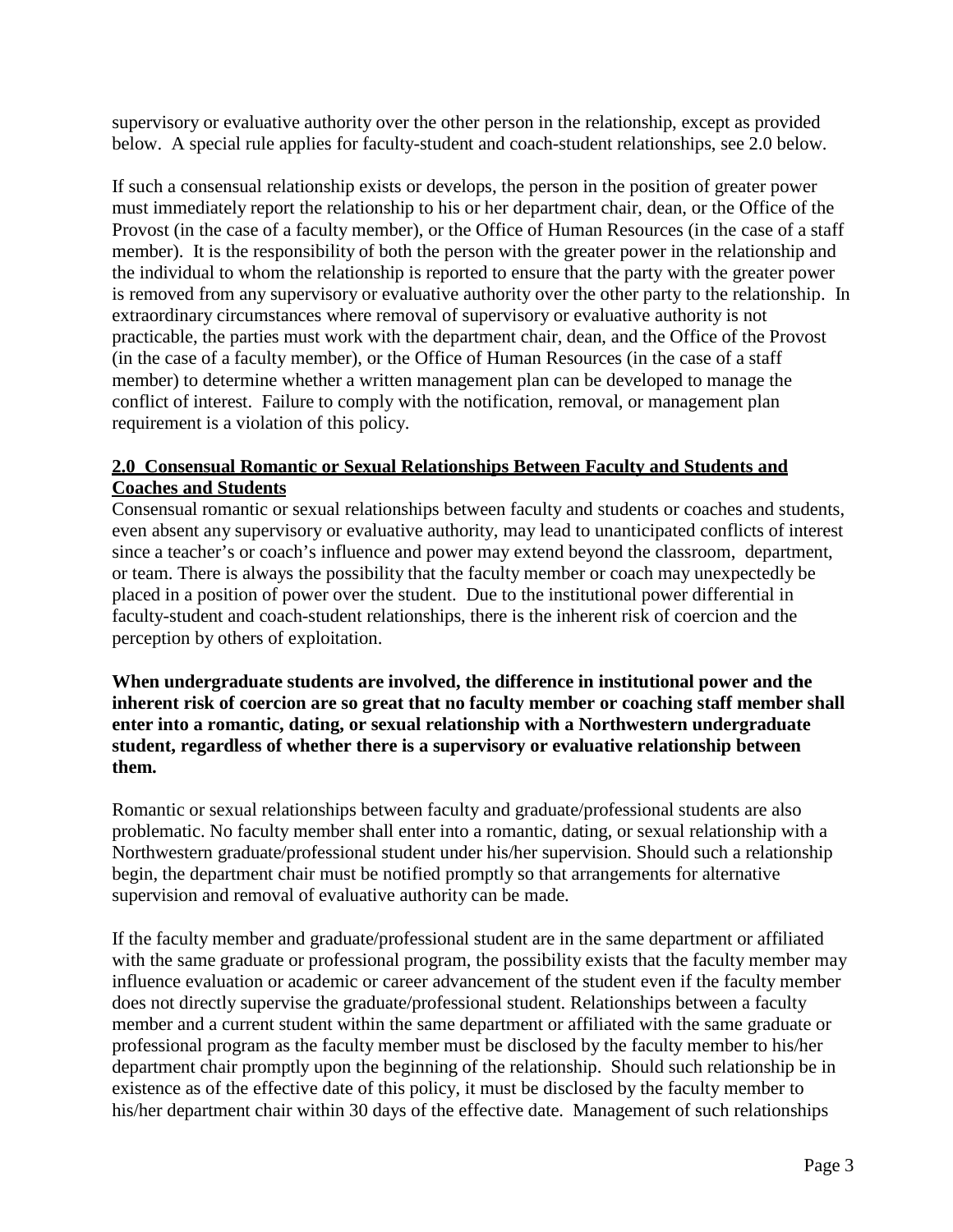supervisory or evaluative authority over the other person in the relationship, except as provided below. A special rule applies for faculty-student and coach-student relationships, see 2.0 below.

If such a consensual relationship exists or develops, the person in the position of greater power must immediately report the relationship to his or her department chair, dean, or the Office of the Provost (in the case of a faculty member), or the Office of Human Resources (in the case of a staff member). It is the responsibility of both the person with the greater power in the relationship and the individual to whom the relationship is reported to ensure that the party with the greater power is removed from any supervisory or evaluative authority over the other party to the relationship. In extraordinary circumstances where removal of supervisory or evaluative authority is not practicable, the parties must work with the department chair, dean, and the Office of the Provost (in the case of a faculty member), or the Office of Human Resources (in the case of a staff member) to determine whether a written management plan can be developed to manage the conflict of interest. Failure to comply with the notification, removal, or management plan requirement is a violation of this policy.

## 2.0 Consensual Romantic or Sexual Relationships Between Faculty and Students and Coaches and Students

Consensual romantic or sexual relationships between faculty and students or coaches and students, even absent any supervisory or evaluative authority, may lead to unanticipated conflicts of interest since a teacher's or coach's influence and power may extend beyond the classroom, department, or team. There is always the possibility that the faculty member or coach may unexpectedly be placed in a position of power over the student. Due to the institutional power differential in faculty-student and coach-student relationships, there is the inherent risk of coercion and the perception by others of exploitation.

**When undergraduate students are involved, the difference in institutional power and the inherent risk of coercion are so great that no faculty member or coaching staff member shall enter into a romantic, dating, or sexual relationship with a Northwestern undergraduate student, regardless of whether there is a supervisory or evaluative relationship between them.**

Romantic or sexual relationships between faculty and graduate/professional students are also problematic. No faculty member shall enter into a romantic, dating, or sexual relationship with a Northwestern graduate/professional student under his/her supervision. Should such a relationship begin, the department chair must be notified promptly so that arrangements for alternative supervision and removal of evaluative authority can be made.

If the faculty member and graduate/professional student are in the same department or affiliated with the same graduate or professional program, the possibility exists that the faculty member may influence evaluation or academic or career advancement of the student even if the faculty member does not directly supervise the graduate/professional student. Relationships between a faculty member and a current student within the same department or affiliated with the same graduate or professional program as the faculty member must be disclosed by the faculty member to his/her department chair promptly upon the beginning of the relationship. Should such relationship be in existence as of the effective date of this policy, it must be disclosed by the faculty member to his/her department chair within 30 days of the effective date. Management of such relationships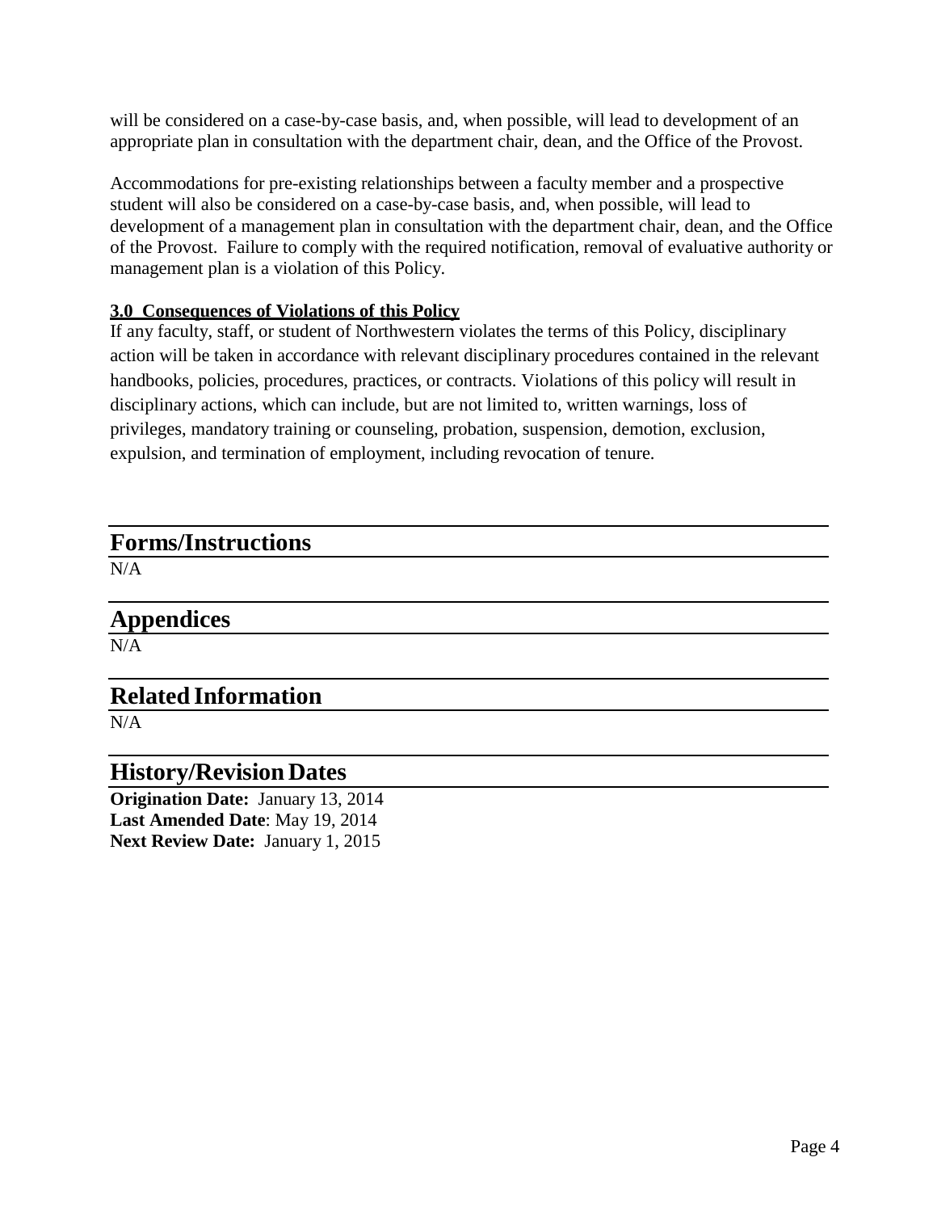will be considered on a case-by-case basis, and, when possible, will lead to development of an appropriate plan in consultation with the department chair, dean, and the Office of the Provost.

Accommodations for pre-existing relationships between a faculty member and a prospective student will also be considered on a case-by-case basis, and, when possible, will lead to development of a management plan in consultation with the department chair, dean, and the Office of the Provost. Failure to comply with the required notification, removal of evaluative authority or management plan is a violation of this Policy.

### 3.0 Consequences of Violations of this Policy

If any faculty, staff, or student of Northwestern violates the terms of this Policy, disciplinary action will be taken in accordance with relevant disciplinary procedures contained in the relevant handbooks, policies, procedures, practices, or contracts. Violations of this policy will result in disciplinary actions, which can include, but are not limited to, written warnings, loss of privileges, mandatory training or counseling, probation, suspension, demotion, exclusion, expulsion, and termination of employment, including revocation of tenure.

## Forms/Instructions

N/A

## Appendices

N/A

## Related Information

N/A

## History/Revision Dates

**Origination Date:** January 13, 2014
**Last Amended Date**: May 19, 2014
**Next Review Date:** January 1, 2015